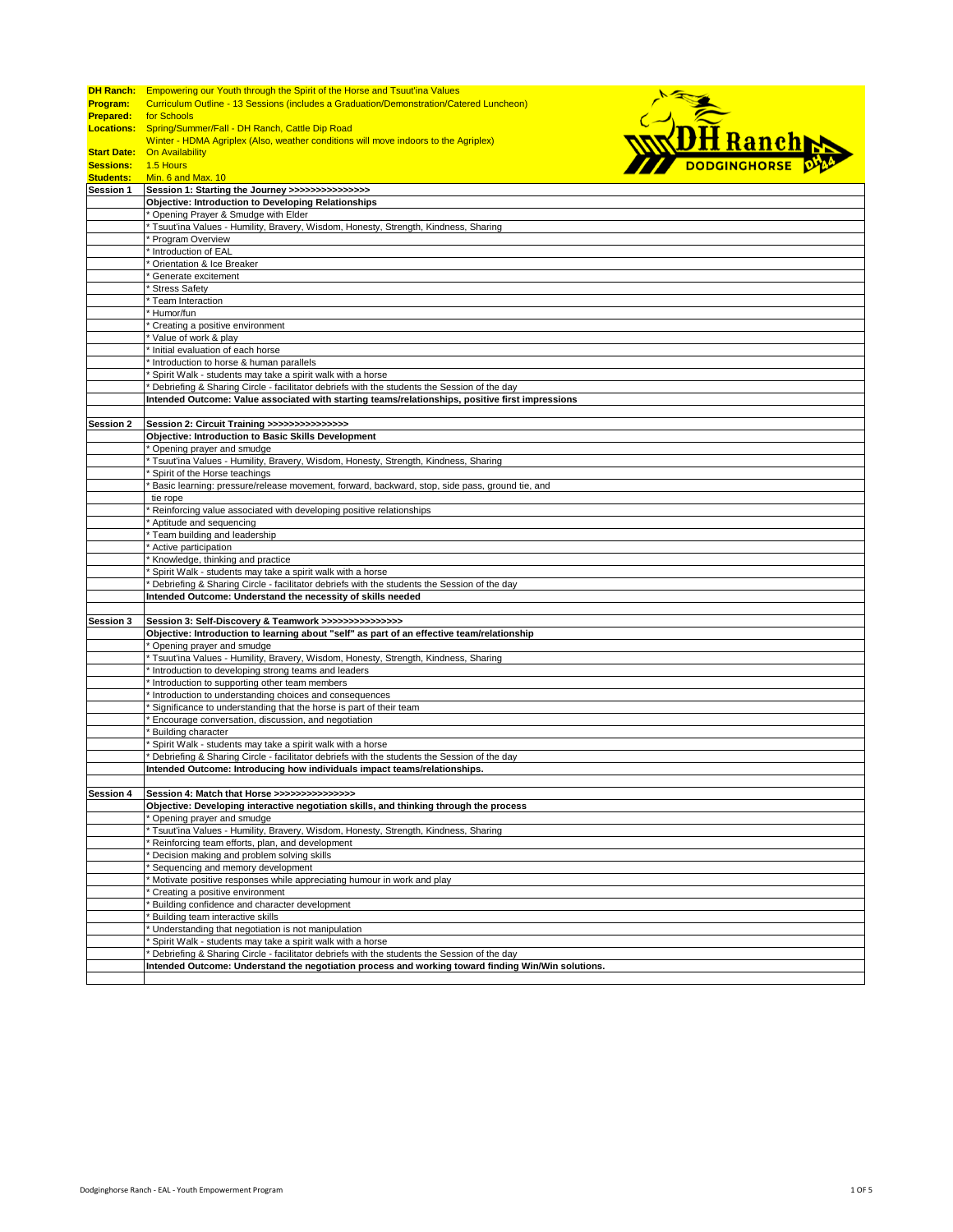| | |
|---|---|
| **DH Ranch:** | Empowering our Youth through the Spirit of the Horse and Tsuut'ina Values |
| **Program:** | Curriculum Outline - 13 Sessions (includes a Graduation/Demonstration/Catered Luncheon) |
| **Prepared:** | for Schools |
| **Locations:** | Spring/Summer/Fall - DH Ranch, Cattle Dip Road |
| | Winter - HDMA Agriplex (Also, weather conditions will move indoors to the Agriplex) |
| **Start Date:** | On Availability |
| **Sessions:** | 1.5 Hours |
| **Students:** | Min. 6 and Max. 10 |
| **Session 1** | **Session 1: Starting the Journey >>>>>>>>>>>>>>>>** |
| | **Objective: Introduction to Developing Relationships** |
| | * Opening Prayer & Smudge with Elder |
| | * Tsuut'ina Values - Humility, Bravery, Wisdom, Honesty, Strength, Kindness, Sharing |
| | * Program Overview |
| | * Introduction of EAL |
| | * Orientation & Ice Breaker |
| | * Generate excitement |
| | * Stress Safety |
| | * Team Interaction |
| | * Humor/fun |
| | * Creating a positive environment |
| | * Value of work & play |
| | * Initial evaluation of each horse |
| | * Introduction to horse & human parallels |
| | * Spirit Walk - students may take a spirit walk with a horse |
| | * Debriefing & Sharing Circle - facilitator debriefs with the students the Session of the day |
| | **Intended Outcome: Value associated with starting teams/relationships, positive first impressions** |
| | |
| **Session 2** | **Session 2: Circuit Training >>>>>>>>>>>>>>>>** |
| | **Objective: Introduction to Basic Skills Development** |
| | * Opening prayer and smudge |
| | * Tsuut'ina Values - Humility, Bravery, Wisdom, Honesty, Strength, Kindness, Sharing |
| | * Spirit of the Horse teachings |
| | * Basic learning: pressure/release movement, forward, backward, stop, side pass, ground tie, and |
| | tie rope |
| | * Reinforcing value associated with developing positive relationships |
| | * Aptitude and sequencing |
| | * Team building and leadership |
| | * Active participation |
| | * Knowledge, thinking and practice |
| | * Spirit Walk - students may take a spirit walk with a horse |
| | * Debriefing & Sharing Circle - facilitator debriefs with the students the Session of the day |
| | **Intended Outcome: Understand the necessity of skills needed** |
| | |
| **Session 3** | **Session 3: Self-Discovery & Teamwork >>>>>>>>>>>>>>>>** |
| | **Objective: Introduction to learning about "self" as part of an effective team/relationship** |
| | * Opening prayer and smudge |
| | * Tsuut'ina Values - Humility, Bravery, Wisdom, Honesty, Strength, Kindness, Sharing |
| | * Introduction to developing strong teams and leaders |
| | * Introduction to supporting other team members |
| | * Introduction to understanding choices and consequences |
| | * Significance to understanding that the horse is part of their team |
| | * Encourage conversation, discussion, and negotiation |
| | * Building character |
| | * Spirit Walk - students may take a spirit walk with a horse |
| | * Debriefing & Sharing Circle - facilitator debriefs with the students the Session of the day |
| | **Intended Outcome: Introducing how individuals impact teams/relationships.** |
| | |
| **Session 4** | **Session 4: Match that Horse >>>>>>>>>>>>>>>>** |
| | **Objective: Developing interactive negotiation skills, and thinking through the process** |
| | * Opening prayer and smudge |
| | * Tsuut'ina Values - Humility, Bravery, Wisdom, Honesty, Strength, Kindness, Sharing |
| | * Reinforcing team efforts, plan, and development |
| | * Decision making and problem solving skills |
| | * Sequencing and memory development |
| | * Motivate positive responses while appreciating humour in work and play |
| | * Creating a positive environment |
| | * Building confidence and character development |
| | * Building team interactive skills |
| | * Understanding that negotiation is not manipulation |
| | * Spirit Walk - students may take a spirit walk with a horse |
| | * Debriefing & Sharing Circle - facilitator debriefs with the students the Session of the day |
| | **Intended Outcome: Understand the negotiation process and working toward finding Win/Win solutions.** |
| | |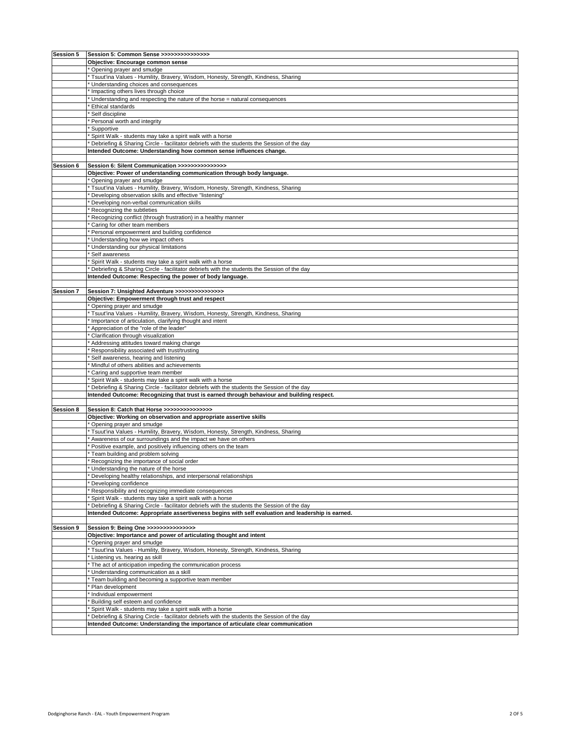| Session 5 | Session 5: Common Sense >>>>>>>>>>>>>>>> |
|---|---|
| | **Objective: Encourage common sense** |
| | * Opening prayer and smudge |
| | * Tsuut'ina Values - Humility, Bravery, Wisdom, Honesty, Strength, Kindness, Sharing |
| | * Understanding choices and consequences |
| | * Impacting others lives through choice |
| | * Understanding and respecting the nature of the horse = natural consequences |
| | * Ethical standards |
| | * Self discipline |
| | * Personal worth and integrity |
| | * Supportive |
| | * Spirit Walk - students may take a spirit walk with a horse |
| | * Debriefing & Sharing Circle - facilitator debriefs with the students the Session of the day |
| | **Intended Outcome: Understanding how common sense influences change.** |
| | |
| **Session 6** | **Session 6: Silent Communication >>>>>>>>>>>>>>>>** |
| | **Objective: Power of understanding communication through body language.** |
| | * Opening prayer and smudge |
| | * Tsuut'ina Values - Humility, Bravery, Wisdom, Honesty, Strength, Kindness, Sharing |
| | * Developing observation skills and effective "listening" |
| | * Developing non-verbal communication skills |
| | * Recognizing the subtleties |
| | * Recognizing conflict (through frustration) in a healthy manner |
| | * Caring for other team members |
| | * Personal empowerment and building confidence |
| | * Understanding how we impact others |
| | * Understanding our physical limitations |
| | * Self awareness |
| | * Spirit Walk - students may take a spirit walk with a horse |
| | * Debriefing & Sharing Circle - facilitator debriefs with the students the Session of the day |
| | **Intended Outcome: Respecting the power of body language.** |
| | |
| **Session 7** | **Session 7: Unsighted Adventure >>>>>>>>>>>>>>>>** |
| | **Objective: Empowerment through trust and respect** |
| | * Opening prayer and smudge |
| | * Tsuut'ina Values - Humility, Bravery, Wisdom, Honesty, Strength, Kindness, Sharing |
| | * Importance of articulation, clarifying thought and intent |
| | * Appreciation of the "role of the leader" |
| | * Clarification through visualization |
| | * Addressing attitudes toward making change |
| | * Responsibility associated with trust/trusting |
| | * Self awareness, hearing and listening |
| | * Mindful of others abilities and achievements |
| | * Caring and supportive team member |
| | * Spirit Walk - students may take a spirit walk with a horse |
| | * Debriefing & Sharing Circle - facilitator debriefs with the students the Session of the day |
| | **Intended Outcome: Recognizing that trust is earned through behaviour and building respect.** |
| | |
| **Session 8** | **Session 8: Catch that Horse >>>>>>>>>>>>>>>>** |
| | **Objective: Working on observation and appropriate assertive skills** |
| | * Opening prayer and smudge |
| | * Tsuut'ina Values - Humility, Bravery, Wisdom, Honesty, Strength, Kindness, Sharing |
| | * Awareness of our surroundings and the impact we have on others |
| | * Positive example, and positively influencing others on the team |
| | * Team building and problem solving |
| | * Recognizing the importance of social order |
| | * Understanding the nature of the horse |
| | * Developing healthy relationships, and interpersonal relationships |
| | * Developing confidence |
| | * Responsibility and recognizing immediate consequences |
| | * Spirit Walk - students may take a spirit walk with a horse |
| | * Debriefing & Sharing Circle - facilitator debriefs with the students the Session of the day |
| | **Intended Outcome: Appropriate assertiveness begins with self evaluation and leadership is earned.** |
| | |
| **Session 9** | **Session 9: Being One >>>>>>>>>>>>>>>>** |
| | **Objective: Importance and power of articulating thought and intent** |
| | * Opening prayer and smudge |
| | * Tsuut'ina Values - Humility, Bravery, Wisdom, Honesty, Strength, Kindness, Sharing |
| | * Listening vs. hearing as skill |
| | * The act of anticipation impeding the communication process |
| | * Understanding communication as a skill |
| | * Team building and becoming a supportive team member |
| | * Plan development |
| | * Individual empowerment |
| | * Building self esteem and confidence |
| | * Spirit Walk - students may take a spirit walk with a horse |
| | * Debriefing & Sharing Circle - facilitator debriefs with the students the Session of the day |
| | **Intended Outcome: Understanding the importance of articulate clear communication** |
| | |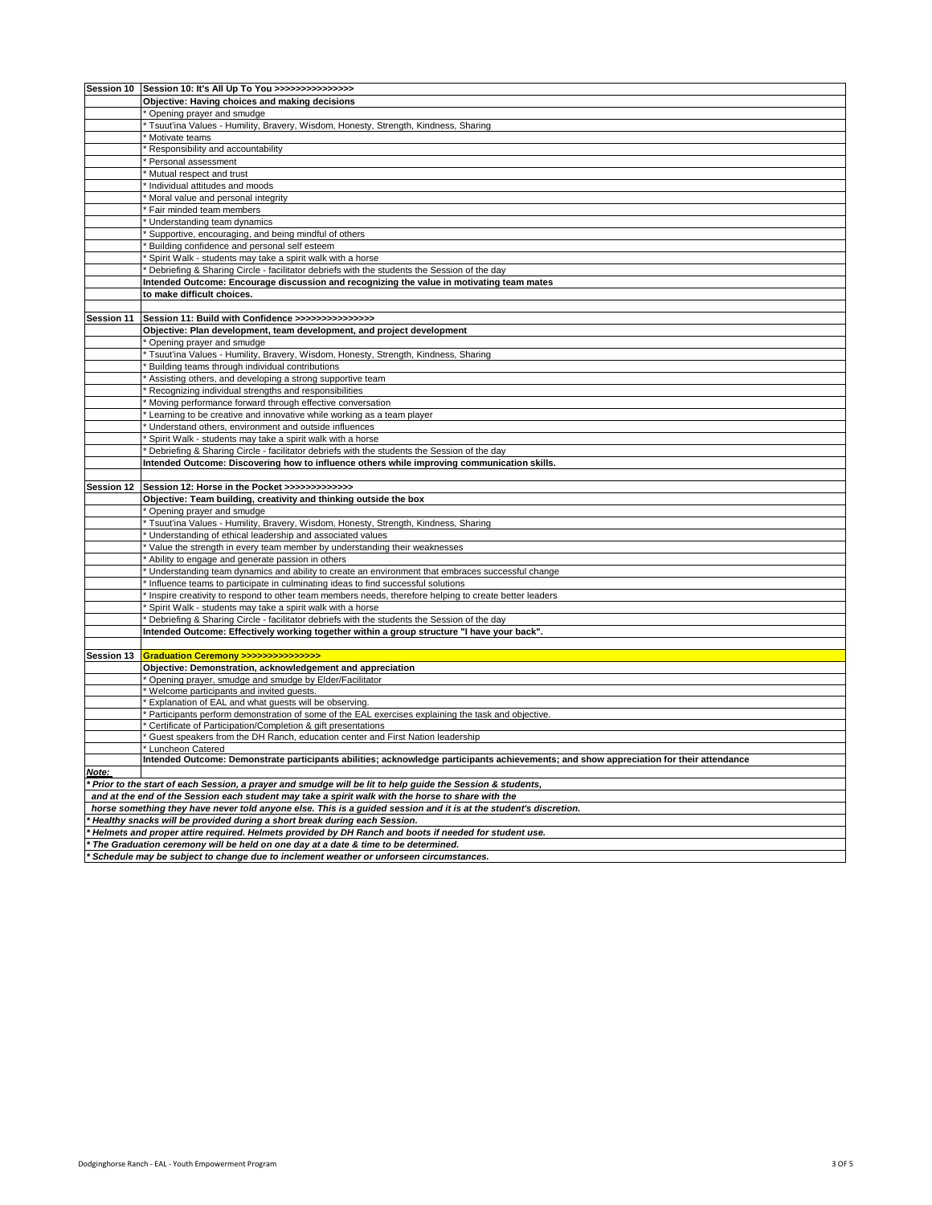| Session 10 | **Session 10: It's All Up To You >>>>>>>>>>>>>>>** |
|---|---|
| | **Objective: Having choices and making decisions** |
| | * Opening prayer and smudge |
| | * Tsuut'ina Values - Humility, Bravery, Wisdom, Honesty, Strength, Kindness, Sharing |
| | * Motivate teams |
| | * Responsibility and accountability |
| | * Personal assessment |
| | * Mutual respect and trust |
| | * Individual attitudes and moods |
| | * Moral value and personal integrity |
| | * Fair minded team members |
| | * Understanding team dynamics |
| | * Supportive, encouraging, and being mindful of others |
| | * Building confidence and personal self esteem |
| | * Spirit Walk - students may take a spirit walk with a horse |
| | * Debriefing & Sharing Circle - facilitator debriefs with the students the Session of the day |
| | **Intended Outcome: Encourage discussion and recognizing the value in motivating team mates** |
| | **to make difficult choices.** |
| | |
| **Session 11** | **Session 11: Build with Confidence >>>>>>>>>>>>>>>** |
| | **Objective: Plan development, team development, and project development** |
| | * Opening prayer and smudge |
| | * Tsuut'ina Values - Humility, Bravery, Wisdom, Honesty, Strength, Kindness, Sharing |
| | * Building teams through individual contributions |
| | * Assisting others, and developing a strong supportive team |
| | * Recognizing individual strengths and responsibilities |
| | * Moving performance forward through effective conversation |
| | * Learning to be creative and innovative while working as a team player |
| | * Understand others, environment and outside influences |
| | * Spirit Walk - students may take a spirit walk with a horse |
| | * Debriefing & Sharing Circle - facilitator debriefs with the students the Session of the day |
| | **Intended Outcome: Discovering how to influence others while improving communication skills.** |
| | |
| **Session 12** | **Session 12: Horse in the Pocket >>>>>>>>>>>>>** |
| | **Objective: Team building, creativity and thinking outside the box** |
| | * Opening prayer and smudge |
| | * Tsuut'ina Values - Humility, Bravery, Wisdom, Honesty, Strength, Kindness, Sharing |
| | * Understanding of ethical leadership and associated values |
| | * Value the strength in every team member by understanding their weaknesses |
| | * Ability to engage and generate passion in others |
| | * Understanding team dynamics and ability to create an environment that embraces successful change |
| | * Influence teams to participate in culminating ideas to find successful solutions |
| | * Inspire creativity to respond to other team members needs, therefore helping to create better leaders |
| | * Spirit Walk - students may take a spirit walk with a horse |
| | * Debriefing & Sharing Circle - facilitator debriefs with the students the Session of the day |
| | **Intended Outcome: Effectively working together within a group structure "I have your back".** |
| | |
| **Session 13** | **Graduation Ceremony >>>>>>>>>>>>>>>** |
| | **Objective: Demonstration, acknowledgement and appreciation** |
| | * Opening prayer, smudge and smudge by Elder/Facilitator |
| | * Welcome participants and invited guests. |
| | * Explanation of EAL and what guests will be observing. |
| | * Participants perform demonstration of some of the EAL exercises explaining the task and objective. |
| | * Certificate of Participation/Completion & gift presentations |
| | * Guest speakers from the DH Ranch, education center and First Nation leadership |
| | * Luncheon Catered |
| | **Intended Outcome: Demonstrate participants abilities; acknowledge participants achievements; and show appreciation for their attendance** |

***Note:***

***\* Prior to the start of each Session, a prayer and smudge will be lit to help guide the Session & students, and at the end of the Session each student may take a spirit walk with the horse to share with the horse something they have never told anyone else. This is a guided session and it is at the student's discretion.***

***\* Healthy snacks will be provided during a short break during each Session.***

***\* Helmets and proper attire required. Helmets provided by DH Ranch and boots if needed for student use.***

***\* The Graduation ceremony will be held on one day at a date & time to be determined.***

***\* Schedule may be subject to change due to inclement weather or unforseen circumstances.***